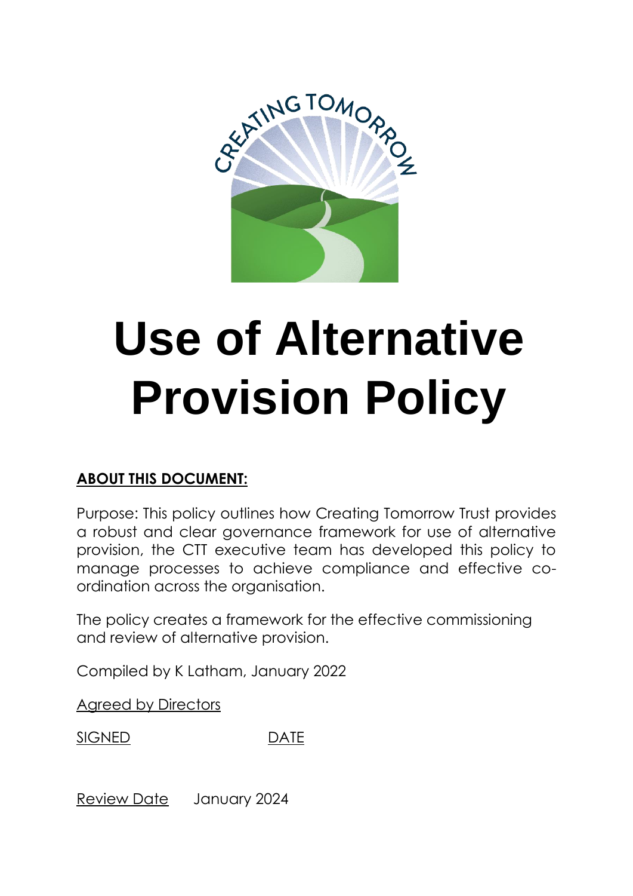# Use of Alternative Provision Policy

**ABOUT THIS DOCUMENT:**

Purpose: This policy outlines how Creating Tomorrow Trust provides a robust and clear governance framework for use of alternative provision, the CTT executive team has developed this policy to manage processes to achieve compliance and effective co-ordination across the organisation.

The policy creates a framework for the effective commissioning and review of alternative provision.

Compiled by K Latham, January 2022

Agreed by Directors

SIGNED DATE

Review Date January 2024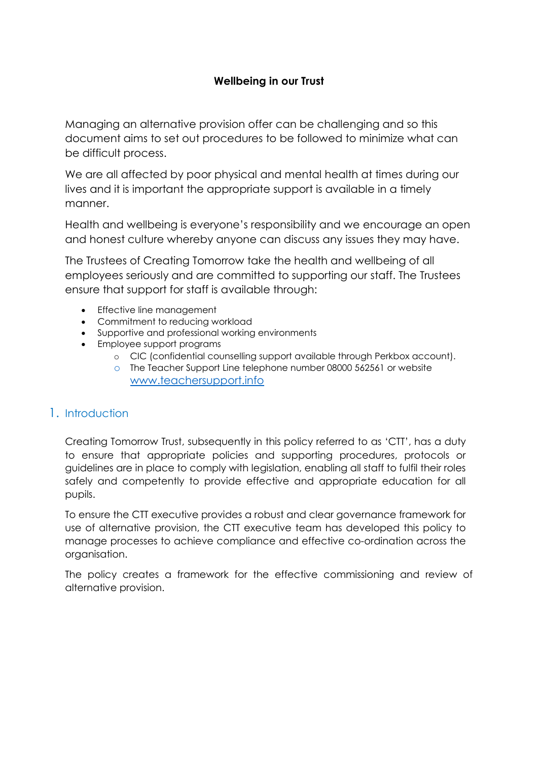**Wellbeing in our Trust**

Managing an alternative provision offer can be challenging and so this document aims to set out procedures to be followed to minimize what can be difficult process.

We are all affected by poor physical and mental health at times during our lives and it is important the appropriate support is available in a timely manner.

Health and wellbeing is everyone's responsibility and we encourage an open and honest culture whereby anyone can discuss any issues they may have.

The Trustees of Creating Tomorrow take the health and wellbeing of all employees seriously and are committed to supporting our staff. The Trustees ensure that support for staff is available through:

- Effective line management
- Commitment to reducing workload
- Supportive and professional working environments
- Employee support programs
    - CIC (confidential counselling support available through Perkbox account).
    - The Teacher Support Line telephone number 08000 562561 or website [www.teachersupport.info](www.teachersupport.info)

## 1. Introduction

Creating Tomorrow Trust, subsequently in this policy referred to as 'CTT', has a duty to ensure that appropriate policies and supporting procedures, protocols or guidelines are in place to comply with legislation, enabling all staff to fulfil their roles safely and competently to provide effective and appropriate education for all pupils.

To ensure the CTT executive provides a robust and clear governance framework for use of alternative provision, the CTT executive team has developed this policy to manage processes to achieve compliance and effective co-ordination across the organisation.

The policy creates a framework for the effective commissioning and review of alternative provision.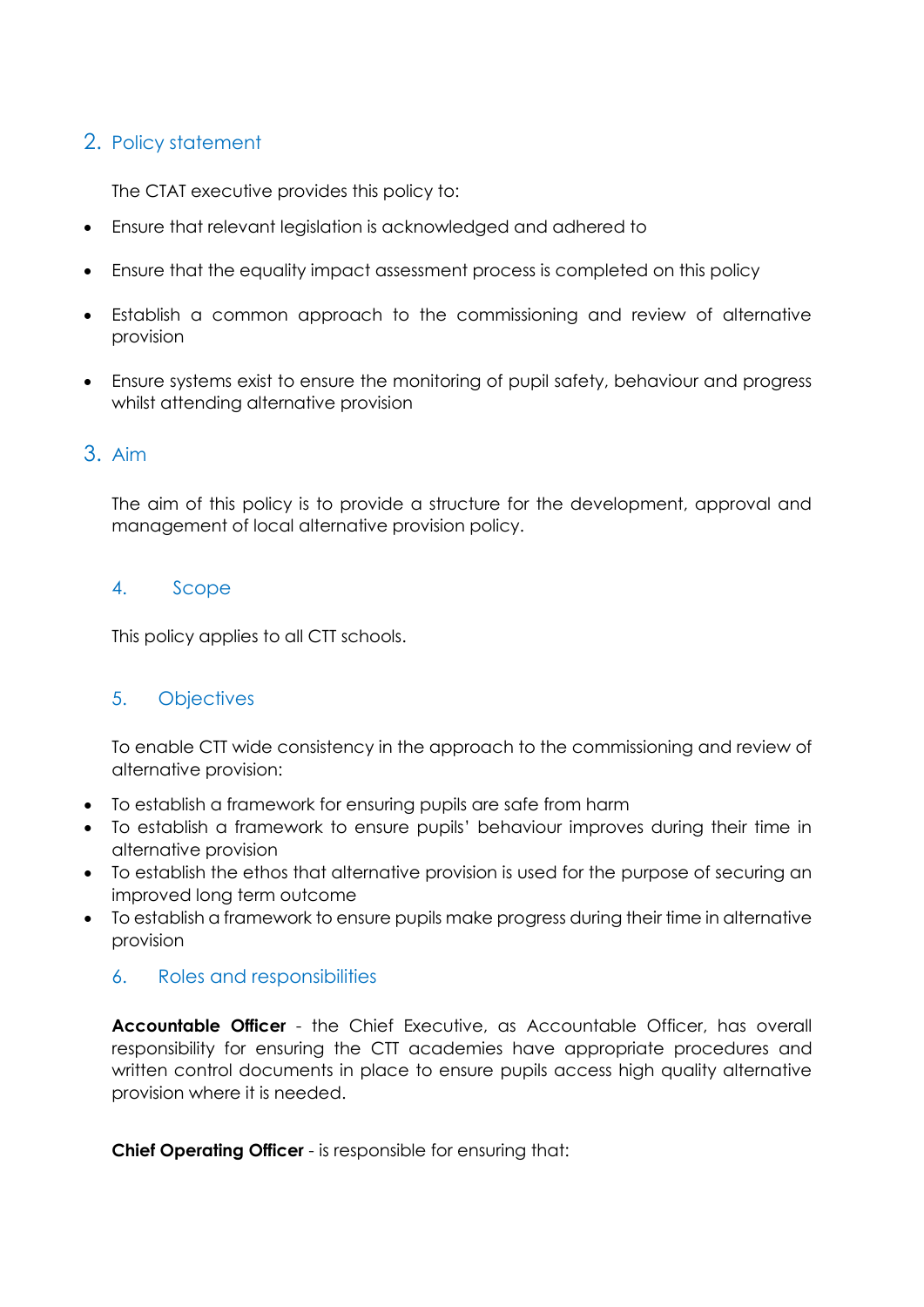## 2. Policy statement

The CTAT executive provides this policy to:

- Ensure that relevant legislation is acknowledged and adhered to
- Ensure that the equality impact assessment process is completed on this policy
- Establish a common approach to the commissioning and review of alternative provision
- Ensure systems exist to ensure the monitoring of pupil safety, behaviour and progress whilst attending alternative provision

## 3. Aim

The aim of this policy is to provide a structure for the development, approval and management of local alternative provision policy.

## 4. Scope

This policy applies to all CTT schools.

## 5. Objectives

To enable CTT wide consistency in the approach to the commissioning and review of alternative provision:

- To establish a framework for ensuring pupils are safe from harm
- To establish a framework to ensure pupils' behaviour improves during their time in alternative provision
- To establish the ethos that alternative provision is used for the purpose of securing an improved long term outcome
- To establish a framework to ensure pupils make progress during their time in alternative provision

## 6. Roles and responsibilities

**Accountable Officer** - the Chief Executive, as Accountable Officer, has overall responsibility for ensuring the CTT academies have appropriate procedures and written control documents in place to ensure pupils access high quality alternative provision where it is needed.

**Chief Operating Officer** - is responsible for ensuring that: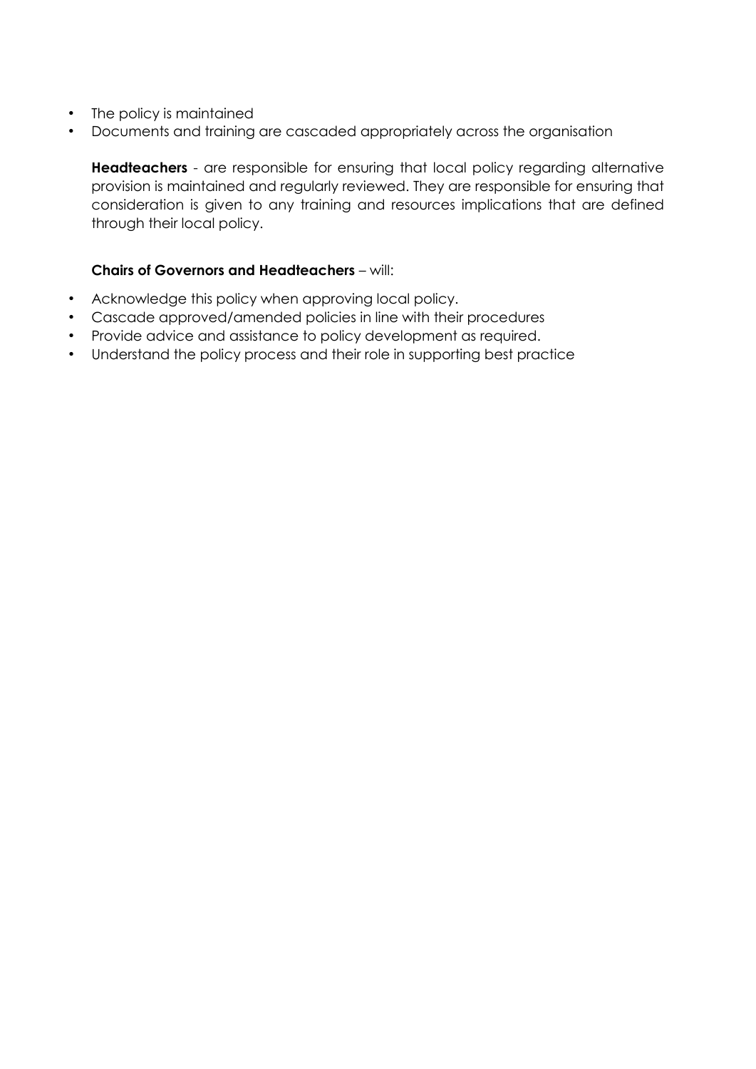- The policy is maintained
- Documents and training are cascaded appropriately across the organisation

**Headteachers** - are responsible for ensuring that local policy regarding alternative provision is maintained and regularly reviewed. They are responsible for ensuring that consideration is given to any training and resources implications that are defined through their local policy.

**Chairs of Governors and Headteachers** – will:

- Acknowledge this policy when approving local policy.
- Cascade approved/amended policies in line with their procedures
- Provide advice and assistance to policy development as required.
- Understand the policy process and their role in supporting best practice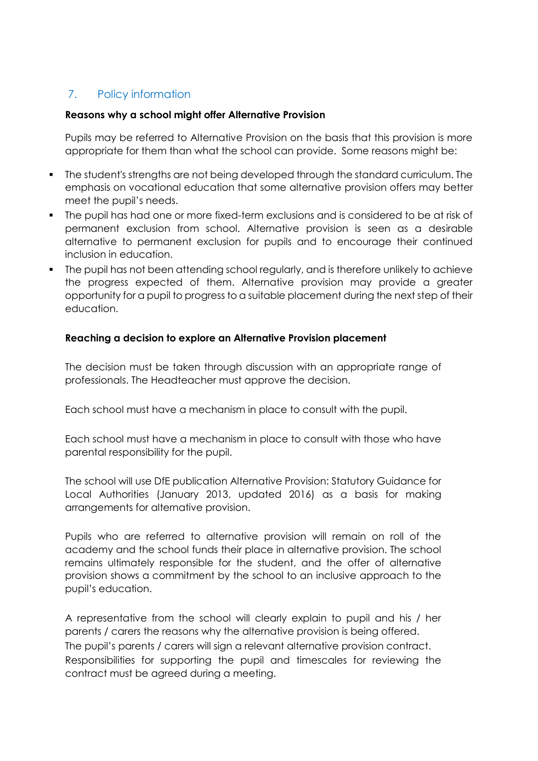## 7. Policy information

**Reasons why a school might offer Alternative Provision**

Pupils may be referred to Alternative Provision on the basis that this provision is more appropriate for them than what the school can provide. Some reasons might be:

- The student's strengths are not being developed through the standard curriculum. The emphasis on vocational education that some alternative provision offers may better meet the pupil's needs.
- The pupil has had one or more fixed-term exclusions and is considered to be at risk of permanent exclusion from school. Alternative provision is seen as a desirable alternative to permanent exclusion for pupils and to encourage their continued inclusion in education.
- The pupil has not been attending school regularly, and is therefore unlikely to achieve the progress expected of them. Alternative provision may provide a greater opportunity for a pupil to progress to a suitable placement during the next step of their education.

**Reaching a decision to explore an Alternative Provision placement**

The decision must be taken through discussion with an appropriate range of professionals. The Headteacher must approve the decision.

Each school must have a mechanism in place to consult with the pupil.

Each school must have a mechanism in place to consult with those who have parental responsibility for the pupil.

The school will use DfE publication Alternative Provision: Statutory Guidance for Local Authorities (January 2013, updated 2016) as a basis for making arrangements for alternative provision.

Pupils who are referred to alternative provision will remain on roll of the academy and the school funds their place in alternative provision. The school remains ultimately responsible for the student, and the offer of alternative provision shows a commitment by the school to an inclusive approach to the pupil's education.

A representative from the school will clearly explain to pupil and his / her parents / carers the reasons why the alternative provision is being offered.
The pupil's parents / carers will sign a relevant alternative provision contract.
Responsibilities for supporting the pupil and timescales for reviewing the contract must be agreed during a meeting.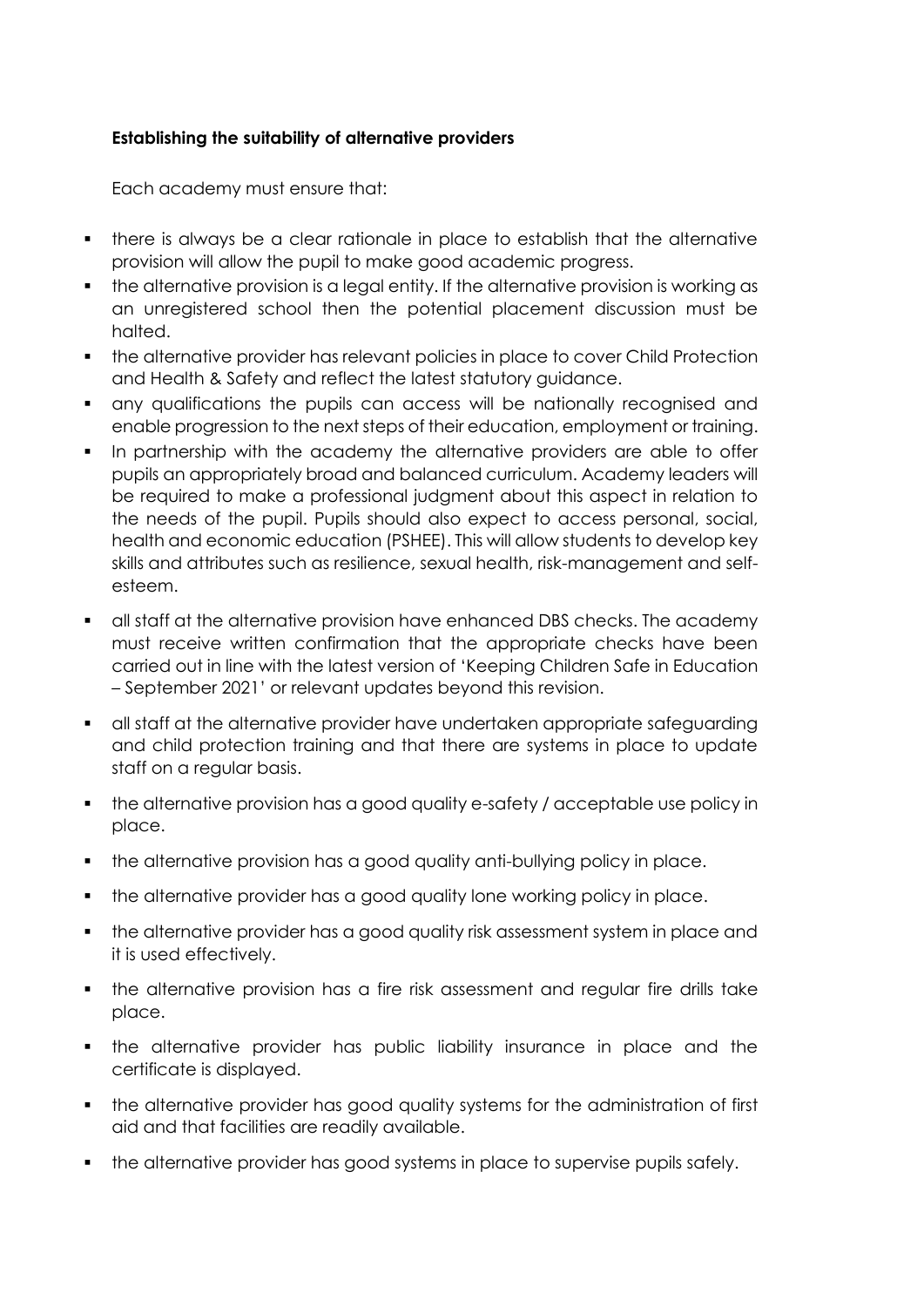**Establishing the suitability of alternative providers**

Each academy must ensure that:

- there is always be a clear rationale in place to establish that the alternative provision will allow the pupil to make good academic progress.
- the alternative provision is a legal entity. If the alternative provision is working as an unregistered school then the potential placement discussion must be halted.
- the alternative provider has relevant policies in place to cover Child Protection and Health & Safety and reflect the latest statutory guidance.
- any qualifications the pupils can access will be nationally recognised and enable progression to the next steps of their education, employment or training.
- In partnership with the academy the alternative providers are able to offer pupils an appropriately broad and balanced curriculum. Academy leaders will be required to make a professional judgment about this aspect in relation to the needs of the pupil. Pupils should also expect to access personal, social, health and economic education (PSHEE). This will allow students to develop key skills and attributes such as resilience, sexual health, risk-management and self-esteem.
- all staff at the alternative provision have enhanced DBS checks. The academy must receive written confirmation that the appropriate checks have been carried out in line with the latest version of 'Keeping Children Safe in Education – September 2021' or relevant updates beyond this revision.
- all staff at the alternative provider have undertaken appropriate safeguarding and child protection training and that there are systems in place to update staff on a regular basis.
- the alternative provision has a good quality e-safety / acceptable use policy in place.
- the alternative provision has a good quality anti-bullying policy in place.
- the alternative provider has a good quality lone working policy in place.
- the alternative provider has a good quality risk assessment system in place and it is used effectively.
- the alternative provision has a fire risk assessment and regular fire drills take place.
- the alternative provider has public liability insurance in place and the certificate is displayed.
- the alternative provider has good quality systems for the administration of first aid and that facilities are readily available.
- the alternative provider has good systems in place to supervise pupils safely.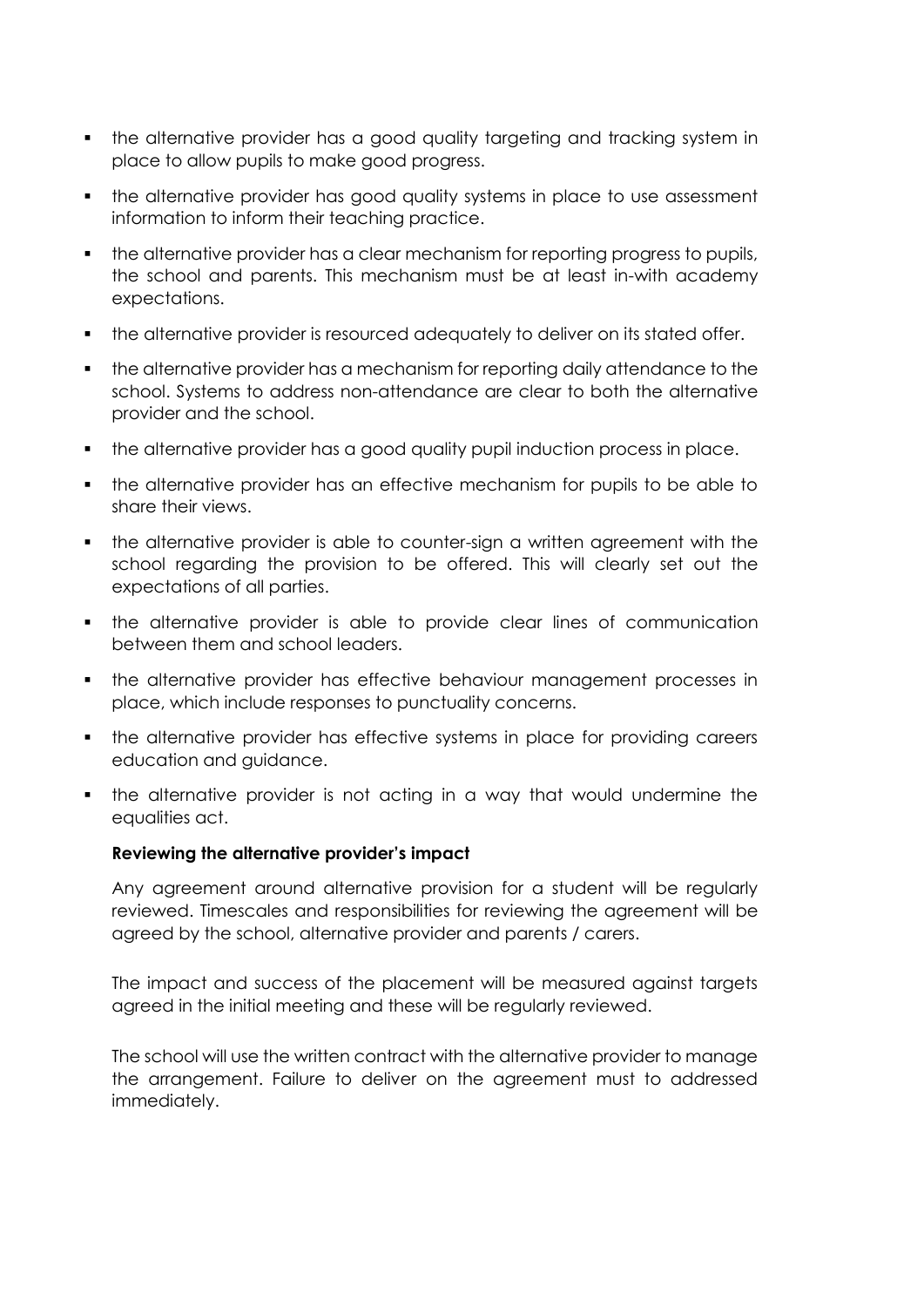- the alternative provider has a good quality targeting and tracking system in place to allow pupils to make good progress.
- the alternative provider has good quality systems in place to use assessment information to inform their teaching practice.
- the alternative provider has a clear mechanism for reporting progress to pupils, the school and parents. This mechanism must be at least in-with academy expectations.
- the alternative provider is resourced adequately to deliver on its stated offer.
- the alternative provider has a mechanism for reporting daily attendance to the school. Systems to address non-attendance are clear to both the alternative provider and the school.
- the alternative provider has a good quality pupil induction process in place.
- the alternative provider has an effective mechanism for pupils to be able to share their views.
- the alternative provider is able to counter-sign a written agreement with the school regarding the provision to be offered. This will clearly set out the expectations of all parties.
- the alternative provider is able to provide clear lines of communication between them and school leaders.
- the alternative provider has effective behaviour management processes in place, which include responses to punctuality concerns.
- the alternative provider has effective systems in place for providing careers education and guidance.
- the alternative provider is not acting in a way that would undermine the equalities act.

**Reviewing the alternative provider's impact**

Any agreement around alternative provision for a student will be regularly reviewed. Timescales and responsibilities for reviewing the agreement will be agreed by the school, alternative provider and parents / carers.

The impact and success of the placement will be measured against targets agreed in the initial meeting and these will be regularly reviewed.

The school will use the written contract with the alternative provider to manage the arrangement. Failure to deliver on the agreement must to addressed immediately.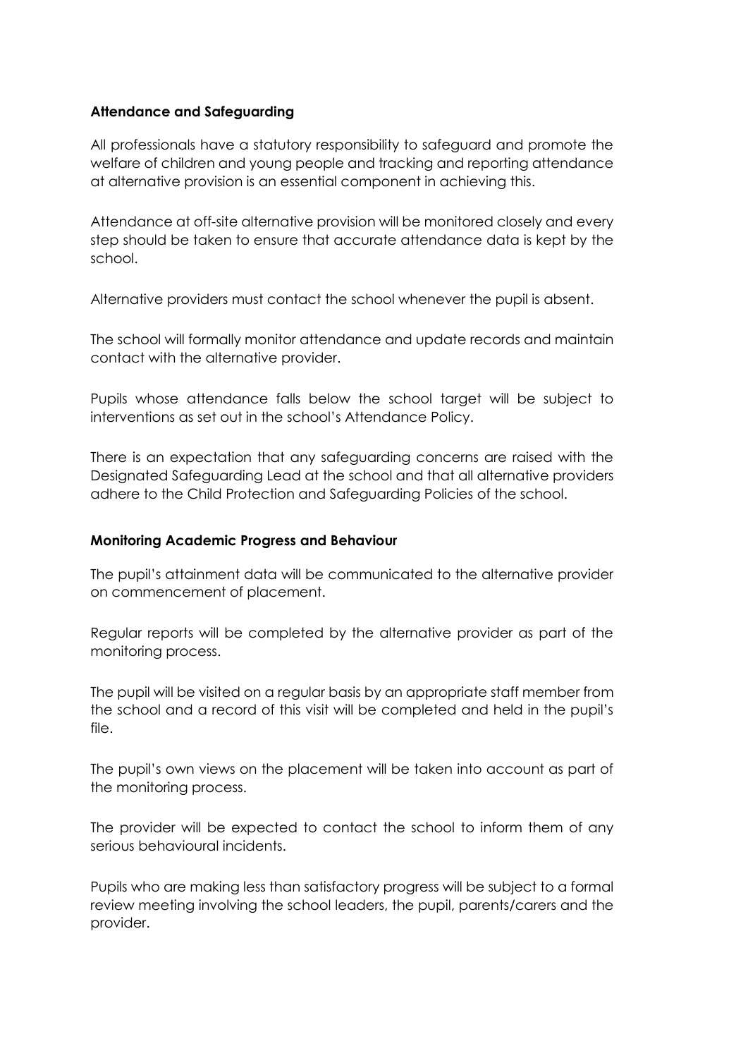**Attendance and Safeguarding**

All professionals have a statutory responsibility to safeguard and promote the welfare of children and young people and tracking and reporting attendance at alternative provision is an essential component in achieving this.

Attendance at off-site alternative provision will be monitored closely and every step should be taken to ensure that accurate attendance data is kept by the school.

Alternative providers must contact the school whenever the pupil is absent.

The school will formally monitor attendance and update records and maintain contact with the alternative provider.

Pupils whose attendance falls below the school target will be subject to interventions as set out in the school's Attendance Policy.

There is an expectation that any safeguarding concerns are raised with the Designated Safeguarding Lead at the school and that all alternative providers adhere to the Child Protection and Safeguarding Policies of the school.

**Monitoring Academic Progress and Behaviour**

The pupil's attainment data will be communicated to the alternative provider on commencement of placement.

Regular reports will be completed by the alternative provider as part of the monitoring process.

The pupil will be visited on a regular basis by an appropriate staff member from the school and a record of this visit will be completed and held in the pupil's file.

The pupil's own views on the placement will be taken into account as part of the monitoring process.

The provider will be expected to contact the school to inform them of any serious behavioural incidents.

Pupils who are making less than satisfactory progress will be subject to a formal review meeting involving the school leaders, the pupil, parents/carers and the provider.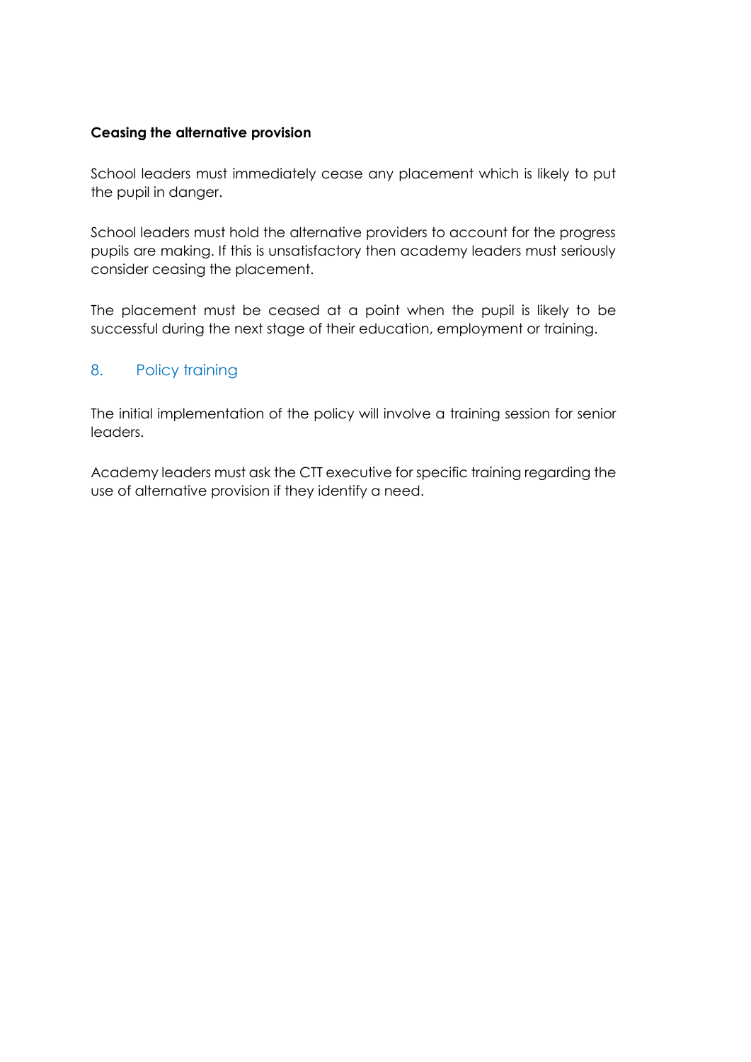**Ceasing the alternative provision**

School leaders must immediately cease any placement which is likely to put the pupil in danger.

School leaders must hold the alternative providers to account for the progress pupils are making. If this is unsatisfactory then academy leaders must seriously consider ceasing the placement.

The placement must be ceased at a point when the pupil is likely to be successful during the next stage of their education, employment or training.

## 8. Policy training

The initial implementation of the policy will involve a training session for senior leaders.

Academy leaders must ask the CTT executive for specific training regarding the use of alternative provision if they identify a need.